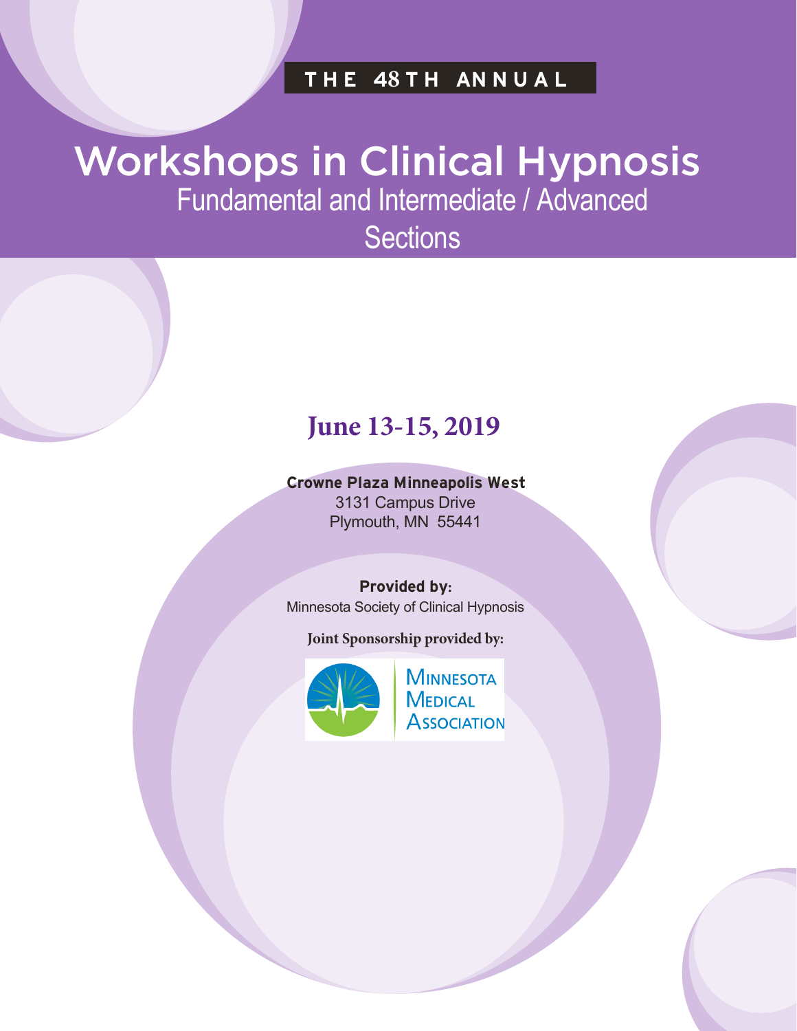THE 48TH ANNUAL

# Workshops in Clinical Hypnosis

## Fundamental and Intermediate / Advanced Sections

## June 13-15, 2019

**Crowne Plaza Minneapolis West**
3131 Campus Drive
Plymouth, MN 55441

**Provided by:**
Minnesota Society of Clinical Hypnosis

**Joint Sponsorship provided by:**

Minnesota Medical Association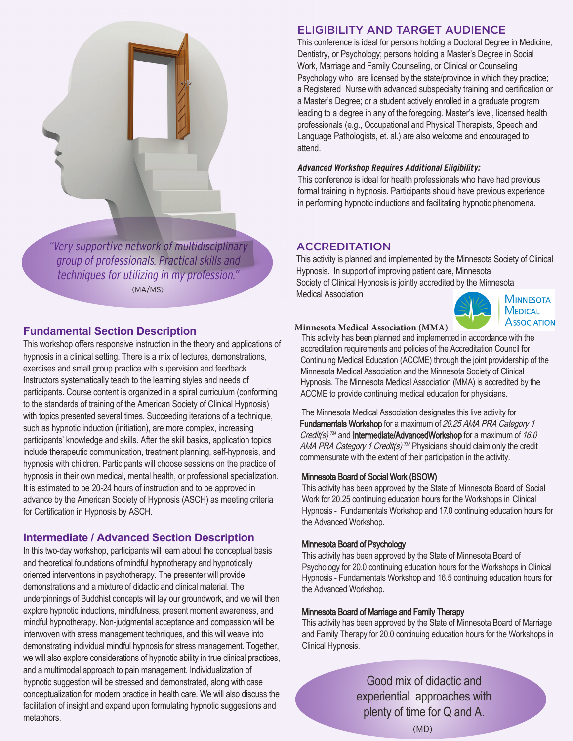*"Very supportive network of multidisciplinary group of professionals. Practical skills and techniques for utilizing in my profession."*

(MA/MS)

## Fundamental Section Description

This workshop offers responsive instruction in the theory and applications of hypnosis in a clinical setting. There is a mix of lectures, demonstrations, exercises and small group practice with supervision and feedback. Instructors systematically teach to the learning styles and needs of participants. Course content is organized in a spiral curriculum (conforming to the standards of training of the American Society of Clinical Hypnosis) with topics presented several times. Succeeding iterations of a technique, such as hypnotic induction (initiation), are more complex, increasing participants' knowledge and skills. After the skill basics, application topics include therapeutic communication, treatment planning, self-hypnosis, and hypnosis with children. Participants will choose sessions on the practice of hypnosis in their own medical, mental health, or professional specialization. It is estimated to be 20-24 hours of instruction and to be approved in advance by the American Society of Hypnosis (ASCH) as meeting criteria for Certification in Hypnosis by ASCH.

## Intermediate / Advanced Section Description

In this two-day workshop, participants will learn about the conceptual basis and theoretical foundations of mindful hypnotherapy and hypnotically oriented interventions in psychotherapy. The presenter will provide demonstrations and a mixture of didactic and clinical material. The underpinnings of Buddhist concepts will lay our groundwork, and we will then explore hypnotic inductions, mindfulness, present moment awareness, and mindful hypnotherapy. Non-judgmental acceptance and compassion will be interwoven with stress management techniques, and this will weave into demonstrating individual mindful hypnosis for stress management. Together, we will also explore considerations of hypnotic ability in true clinical practices, and a multimodal approach to pain management. Individualization of hypnotic suggestion will be stressed and demonstrated, along with case conceptualization for modern practice in health care. We will also discuss the facilitation of insight and expand upon formulating hypnotic suggestions and metaphors.

## ELIGIBILITY AND TARGET AUDIENCE

This conference is ideal for persons holding a Doctoral Degree in Medicine, Dentistry, or Psychology; persons holding a Master's Degree in Social Work, Marriage and Family Counseling, or Clinical or Counseling Psychology who are licensed by the state/province in which they practice; a Registered Nurse with advanced subspecialty training and certification or a Master's Degree; or a student actively enrolled in a graduate program leading to a degree in any of the foregoing. Master's level, licensed health professionals (e.g., Occupational and Physical Therapists, Speech and Language Pathologists, et. al.) are also welcome and encouraged to attend.

***Advanced Workshop Requires Additional Eligibility:***

This conference is ideal for health professionals who have had previous formal training in hypnosis. Participants should have previous experience in performing hypnotic inductions and facilitating hypnotic phenomena.

## ACCREDITATION

This activity is planned and implemented by the Minnesota Society of Clinical Hypnosis. In support of improving patient care, Minnesota Society of Clinical Hypnosis is jointly accredited by the Minnesota Medical Association

Minnesota Medical Association

**Minnesota Medical Association (MMA)**

This activity has been planned and implemented in accordance with the accreditation requirements and policies of the Accreditation Council for Continuing Medical Education (ACCME) through the joint providership of the Minnesota Medical Association and the Minnesota Society of Clinical Hypnosis. The Minnesota Medical Association (MMA) is accredited by the ACCME to provide continuing medical education for physicians.

The Minnesota Medical Association designates this live activity for **Fundamentals Workshop** for a maximum of *20.25 AMA PRA Category 1 Credit(s)™* and **Intermediate/AdvancedWorkshop** for a maximum of *16.0 AMA PRA Category 1 Credit(s)™* Physicians should claim only the credit commensurate with the extent of their participation in the activity.

**Minnesota Board of Social Work (BSOW)**

This activity has been approved by the State of Minnesota Board of Social Work for 20.25 continuing education hours for the Workshops in Clinical Hypnosis - Fundamentals Workshop and 17.0 continuing education hours for the Advanced Workshop.

**Minnesota Board of Psychology**

This activity has been approved by the State of Minnesota Board of Psychology for 20.0 continuing education hours for the Workshops in Clinical Hypnosis - Fundamentals Workshop and 16.5 continuing education hours for the Advanced Workshop.

**Minnesota Board of Marriage and Family Therapy**

This activity has been approved by the State of Minnesota Board of Marriage and Family Therapy for 20.0 continuing education hours for the Workshops in Clinical Hypnosis.

Good mix of didactic and experiential approaches with plenty of time for Q and A.

(MD)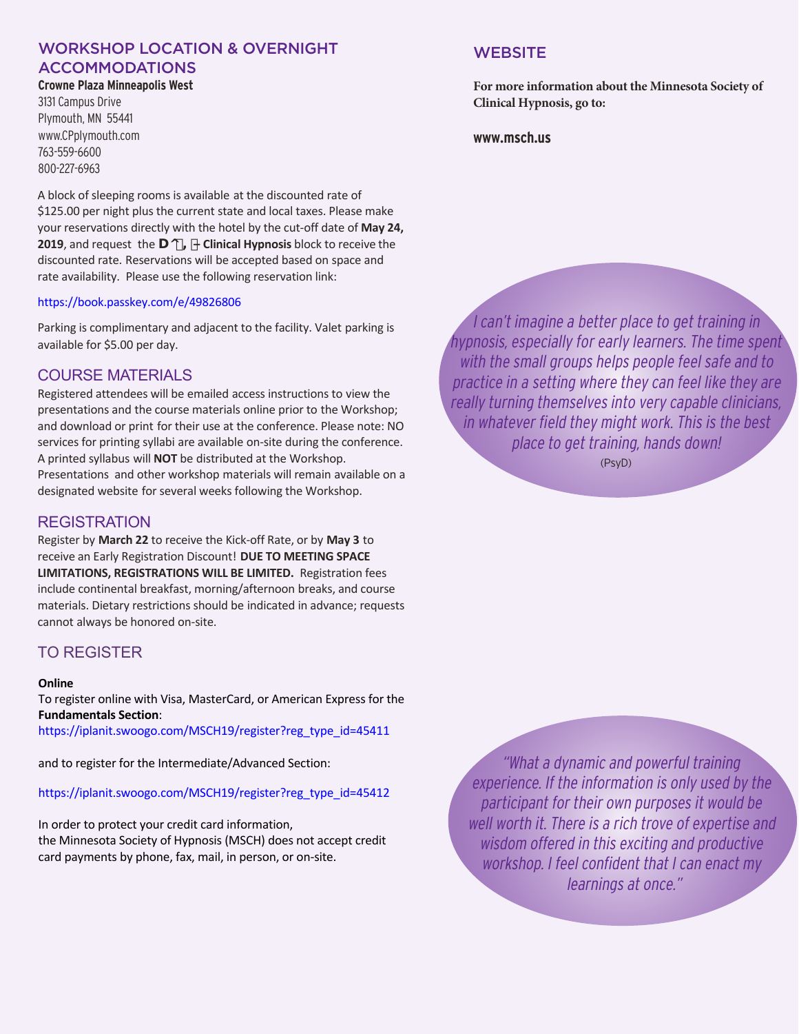## WORKSHOP LOCATION & OVERNIGHT ACCOMMODATIONS

**Crowne Plaza Minneapolis West**
3131 Campus Drive
Plymouth, MN 55441
www.CPplymouth.com
763-559-6600
800-227-6963

A block of sleeping rooms is available at the discounted rate of $125.00 per night plus the current state and local taxes. Please make your reservations directly with the hotel by the cut-off date of **May 24, 2019**, and request the **D⸢], ⊦ Clinical Hypnosis** block to receive the discounted rate. Reservations will be accepted based on space and rate availability. Please use the following reservation link:

https://book.passkey.com/e/49826806

Parking is complimentary and adjacent to the facility. Valet parking is available for $5.00 per day.

## COURSE MATERIALS

Registered attendees will be emailed access instructions to view the presentations and the course materials online prior to the Workshop; and download or print for their use at the conference. Please note: NO services for printing syllabi are available on-site during the conference. A printed syllabus will **NOT** be distributed at the Workshop. Presentations and other workshop materials will remain available on a designated website for several weeks following the Workshop.

## REGISTRATION

Register by **March 22** to receive the Kick-off Rate, or by **May 3** to receive an Early Registration Discount! **DUE TO MEETING SPACE LIMITATIONS, REGISTRATIONS WILL BE LIMITED.** Registration fees include continental breakfast, morning/afternoon breaks, and course materials. Dietary restrictions should be indicated in advance; requests cannot always be honored on-site.

## TO REGISTER

**Online**

To register online with Visa, MasterCard, or American Express for the **Fundamentals Section**:
https://iplanit.swoogo.com/MSCH19/register?reg_type_id=45411

and to register for the Intermediate/Advanced Section:

https://iplanit.swoogo.com/MSCH19/register?reg_type_id=45412

In order to protect your credit card information,
the Minnesota Society of Hypnosis (MSCH) does not accept credit card payments by phone, fax, mail, in person, or on-site.

## WEBSITE

**For more information about the Minnesota Society of Clinical Hypnosis, go to:**

**www.msch.us**

*I can't imagine a better place to get training in hypnosis, especially for early learners. The time spent with the small groups helps people feel safe and to practice in a setting where they can feel like they are really turning themselves into very capable clinicians, in whatever field they might work. This is the best place to get training, hands down!*
(PsyD)

*"What a dynamic and powerful training experience. If the information is only used by the participant for their own purposes it would be well worth it. There is a rich trove of expertise and wisdom offered in this exciting and productive workshop. I feel confident that I can enact my learnings at once."*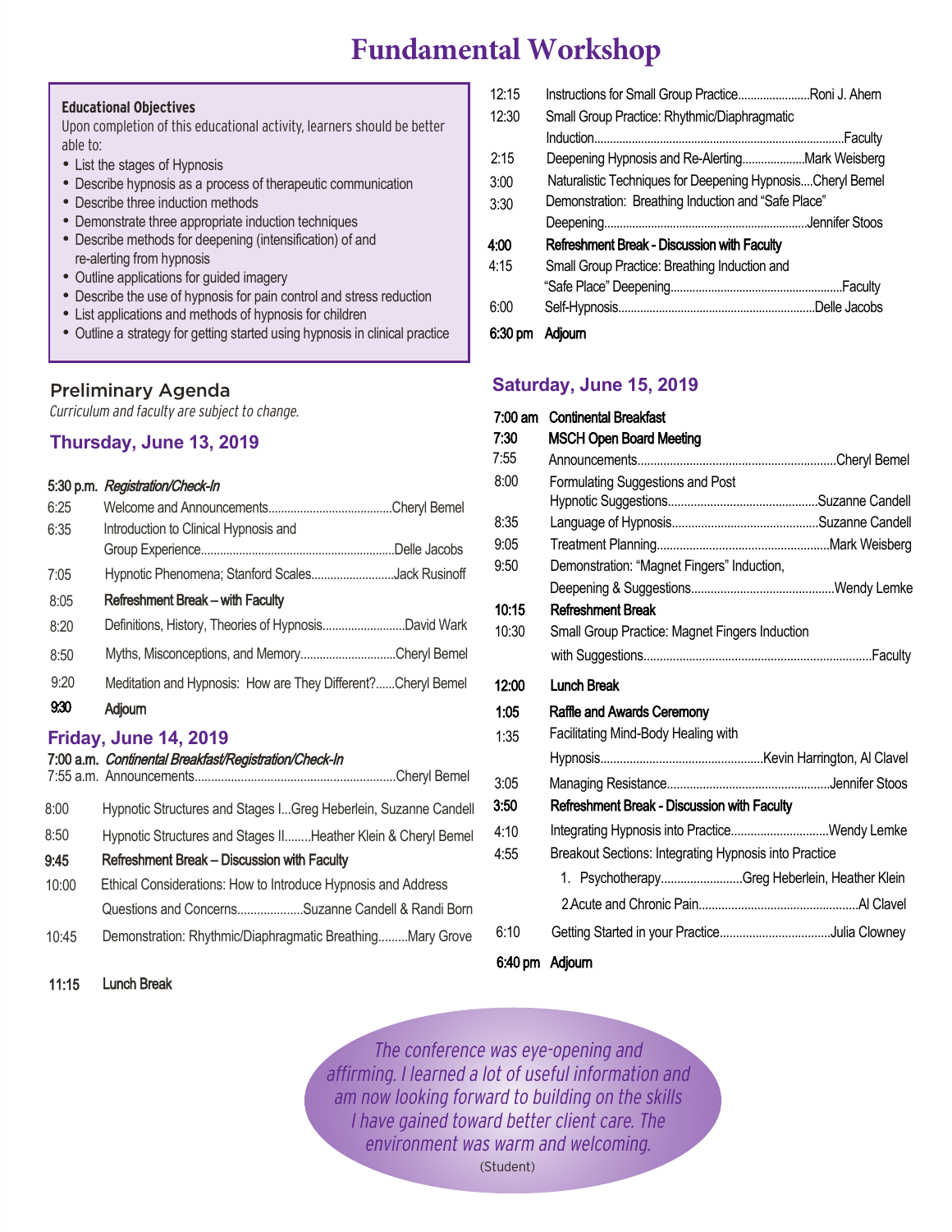# Fundamental Workshop

**Educational Objectives**

Upon completion of this educational activity, learners should be better able to:

- List the stages of Hypnosis
- Describe hypnosis as a process of therapeutic communication
- Describe three induction methods
- Demonstrate three appropriate induction techniques
- Describe methods for deepening (intensification) of and re-alerting from hypnosis
- Outline applications for guided imagery
- Describe the use of hypnosis for pain control and stress reduction
- List applications and methods of hypnosis for children
- Outline a strategy for getting started using hypnosis in clinical practice

## Preliminary Agenda

*Curriculum and faculty are subject to change.*

### Thursday, June 13, 2019

| | | |
|---|---|---|
| 5:30 p.m. | *Registration/Check-In* | |
| 6:25 | Welcome and Announcements | Cheryl Bemel |
| 6:35 | Introduction to Clinical Hypnosis and Group Experience | Delle Jacobs |
| 7:05 | Hypnotic Phenomena; Stanford Scales | Jack Rusinoff |
| 8:05 | **Refreshment Break – with Faculty** | |
| 8:20 | Definitions, History, Theories of Hypnosis | David Wark |
| 8:50 | Myths, Misconceptions, and Memory | Cheryl Bemel |
| 9:20 | Meditation and Hypnosis: How are They Different? | Cheryl Bemel |
| **9:30** | **Adjourn** | |

### Friday, June 14, 2019

| | | |
|---|---|---|
| 7:00 a.m. | *Continental Breakfast/Registration/Check-In* | |
| 7:55 a.m. | Announcements | Cheryl Bemel |
| 8:00 | Hypnotic Structures and Stages I | Greg Heberlein, Suzanne Candell |
| 8:50 | Hypnotic Structures and Stages II | Heather Klein & Cheryl Bemel |
| **9:45** | **Refreshment Break – Discussion with Faculty** | |
| 10:00 | Ethical Considerations: How to Introduce Hypnosis and Address Questions and Concerns | Suzanne Candell & Randi Born |
| 10:45 | Demonstration: Rhythmic/Diaphragmatic Breathing | Mary Grove |
| **11:15** | **Lunch Break** | |
| 12:15 | Instructions for Small Group Practice | Roni J. Ahern |
| 12:30 | Small Group Practice: Rhythmic/Diaphragmatic Induction | Faculty |
| 2:15 | Deepening Hypnosis and Re-Alerting | Mark Weisberg |
| 3:00 | Naturalistic Techniques for Deepening Hypnosis | Cheryl Bemel |
| 3:30 | Demonstration: Breathing Induction and "Safe Place" Deepening | Jennifer Stoos |
| **4:00** | **Refreshment Break - Discussion with Faculty** | |
| 4:15 | Small Group Practice: Breathing Induction and "Safe Place" Deepening | Faculty |
| 6:00 | Self-Hypnosis | Delle Jacobs |
| **6:30 pm** | **Adjourn** | |

### Saturday, June 15, 2019

| | | |
|---|---|---|
| **7:00 am** | **Continental Breakfast** | |
| **7:30** | **MSCH Open Board Meeting** | |
| 7:55 | Announcements | Cheryl Bemel |
| 8:00 | Formulating Suggestions and Post Hypnotic Suggestions | Suzanne Candell |
| 8:35 | Language of Hypnosis | Suzanne Candell |
| 9:05 | Treatment Planning | Mark Weisberg |
| 9:50 | Demonstration: "Magnet Fingers" Induction, Deepening & Suggestions | Wendy Lemke |
| **10:15** | **Refreshment Break** | |
| 10:30 | Small Group Practice: Magnet Fingers Induction with Suggestions | Faculty |
| **12:00** | **Lunch Break** | |
| **1:05** | **Raffle and Awards Ceremony** | |
| 1:35 | Facilitating Mind-Body Healing with Hypnosis | Kevin Harrington, Al Clavel |
| 3:05 | Managing Resistance | Jennifer Stoos |
| **3:50** | **Refreshment Break - Discussion with Faculty** | |
| 4:10 | Integrating Hypnosis into Practice | Wendy Lemke |
| 4:55 | Breakout Sections: Integrating Hypnosis into Practice | |
| | 1. Psychotherapy | Greg Heberlein, Heather Klein |
| | 2. Acute and Chronic Pain | Al Clavel |
| 6:10 | Getting Started in your Practice | Julia Clowney |
| **6:40 pm** | **Adjourn** | |

*The conference was eye-opening and affirming. I learned a lot of useful information and am now looking forward to building on the skills I have gained toward better client care. The environment was warm and welcoming.*

(Student)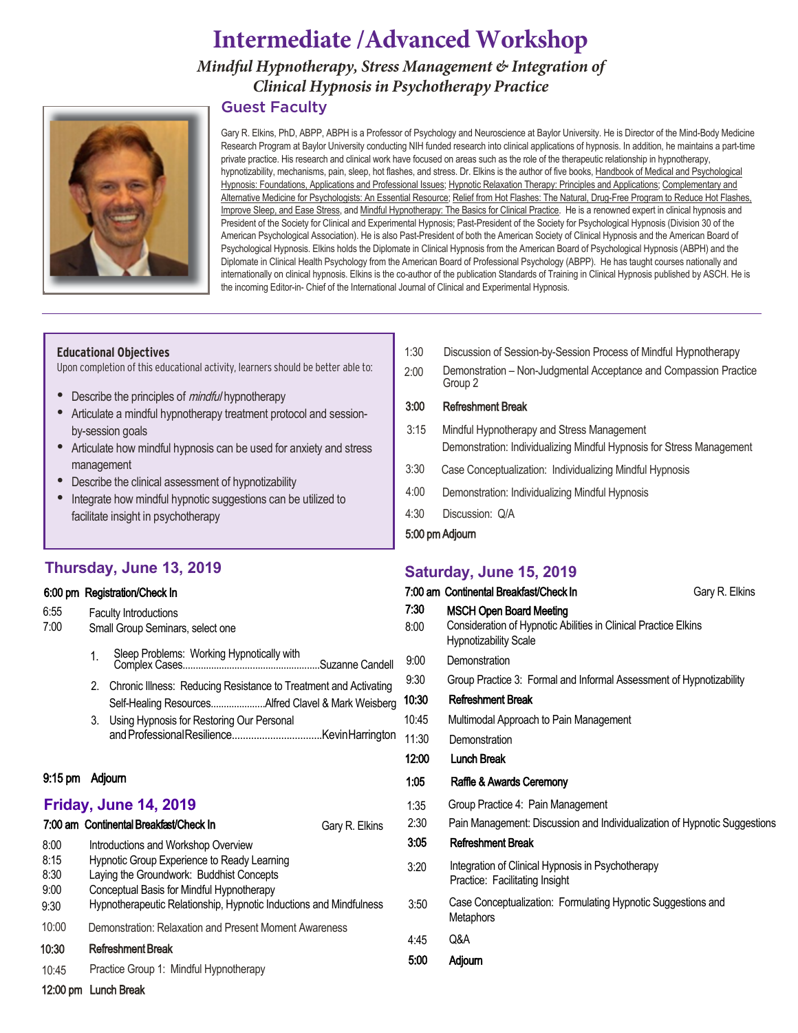# Intermediate /Advanced Workshop

## *Mindful Hypnotherapy, Stress Management & Integration of Clinical Hypnosis in Psychotherapy Practice*

### Guest Faculty

Gary R. Elkins, PhD, ABPP, ABPH is a Professor of Psychology and Neuroscience at Baylor University. He is Director of the Mind-Body Medicine Research Program at Baylor University conducting NIH funded research into clinical applications of hypnosis. In addition, he maintains a part-time private practice. His research and clinical work have focused on areas such as the role of the therapeutic relationship in hypnotherapy, hypnotizability, mechanisms, pain, sleep, hot flashes, and stress. Dr. Elkins is the author of five books, Handbook of Medical and Psychological Hypnosis: Foundations, Applications and Professional Issues; Hypnotic Relaxation Therapy: Principles and Applications; Complementary and Alternative Medicine for Psychologists: An Essential Resource; Relief from Hot Flashes: The Natural, Drug-Free Program to Reduce Hot Flashes, Improve Sleep, and Ease Stress, and Mindful Hypnotherapy: The Basics for Clinical Practice. He is a renowned expert in clinical hypnosis and President of the Society for Clinical and Experimental Hypnosis; Past-President of the Society for Psychological Hypnosis (Division 30 of the American Psychological Association). He is also Past-President of both the American Society of Clinical Hypnosis and the American Board of Psychological Hypnosis. Elkins holds the Diplomate in Clinical Hypnosis from the American Board of Psychological Hypnosis (ABPH) and the Diplomate in Clinical Health Psychology from the American Board of Professional Psychology (ABPP). He has taught courses nationally and internationally on clinical hypnosis. Elkins is the co-author of the publication Standards of Training in Clinical Hypnosis published by ASCH. He is the incoming Editor-in- Chief of the International Journal of Clinical and Experimental Hypnosis.

---

**Educational Objectives**

Upon completion of this educational activity, learners should be better able to:

- Describe the principles of *mindful* hypnotherapy
- Articulate a mindful hypnotherapy treatment protocol and session-by-session goals
- Articulate how mindful hypnosis can be used for anxiety and stress management
- Describe the clinical assessment of hypnotizability
- Integrate how mindful hypnotic suggestions can be utilized to facilitate insight in psychotherapy

## Thursday, June 13, 2019

**6:00 pm Registration/Check In**

6:55 Faculty Introductions

7:00 Small Group Seminars, select one

1. Sleep Problems: Working Hypnotically with Complex Cases....................Suzanne Candell
2. Chronic Illness: Reducing Resistance to Treatment and Activating Self-Healing Resources....................Alfred Clavel & Mark Weisberg
3. Using Hypnosis for Restoring Our Personal and Professional Resilience....................Kevin Harrington

**9:15 pm Adjourn**

## Friday, June 14, 2019

**7:00 am Continental Breakfast/Check In** — Gary R. Elkins

8:00 Introductions and Workshop Overview

8:15 Hypnotic Group Experience to Ready Learning

8:30 Laying the Groundwork: Buddhist Concepts

9:00 Conceptual Basis for Mindful Hypnotherapy

9:30 Hypnotherapeutic Relationship, Hypnotic Inductions and Mindfulness

10:00 Demonstration: Relaxation and Present Moment Awareness

**10:30 Refreshment Break**

10:45 Practice Group 1: Mindful Hypnotherapy

**12:00 pm Lunch Break**

1:30 Discussion of Session-by-Session Process of Mindful Hypnotherapy

2:00 Demonstration – Non-Judgmental Acceptance and Compassion Practice Group 2

**3:00 Refreshment Break**

3:15 Mindful Hypnotherapy and Stress Management
Demonstration: Individualizing Mindful Hypnosis for Stress Management

3:30 Case Conceptualization: Individualizing Mindful Hypnosis

4:00 Demonstration: Individualizing Mindful Hypnosis

4:30 Discussion: Q/A

**5:00 pm Adjourn**

## Saturday, June 15, 2019

**7:00 am Continental Breakfast/Check In** — Gary R. Elkins

**7:30 MSCH Open Board Meeting**

8:00 Consideration of Hypnotic Abilities in Clinical Practice Elkins Hypnotizability Scale

9:00 Demonstration

9:30 Group Practice 3: Formal and Informal Assessment of Hypnotizability

**10:30 Refreshment Break**

10:45 Multimodal Approach to Pain Management

11:30 Demonstration

**12:00 Lunch Break**

**1:05 Raffle & Awards Ceremony**

1:35 Group Practice 4: Pain Management

2:30 Pain Management: Discussion and Individualization of Hypnotic Suggestions

**3:05 Refreshment Break**

3:20 Integration of Clinical Hypnosis in Psychotherapy Practice: Facilitating Insight

3:50 Case Conceptualization: Formulating Hypnotic Suggestions and Metaphors

4:45 Q&A

**5:00 Adjourn**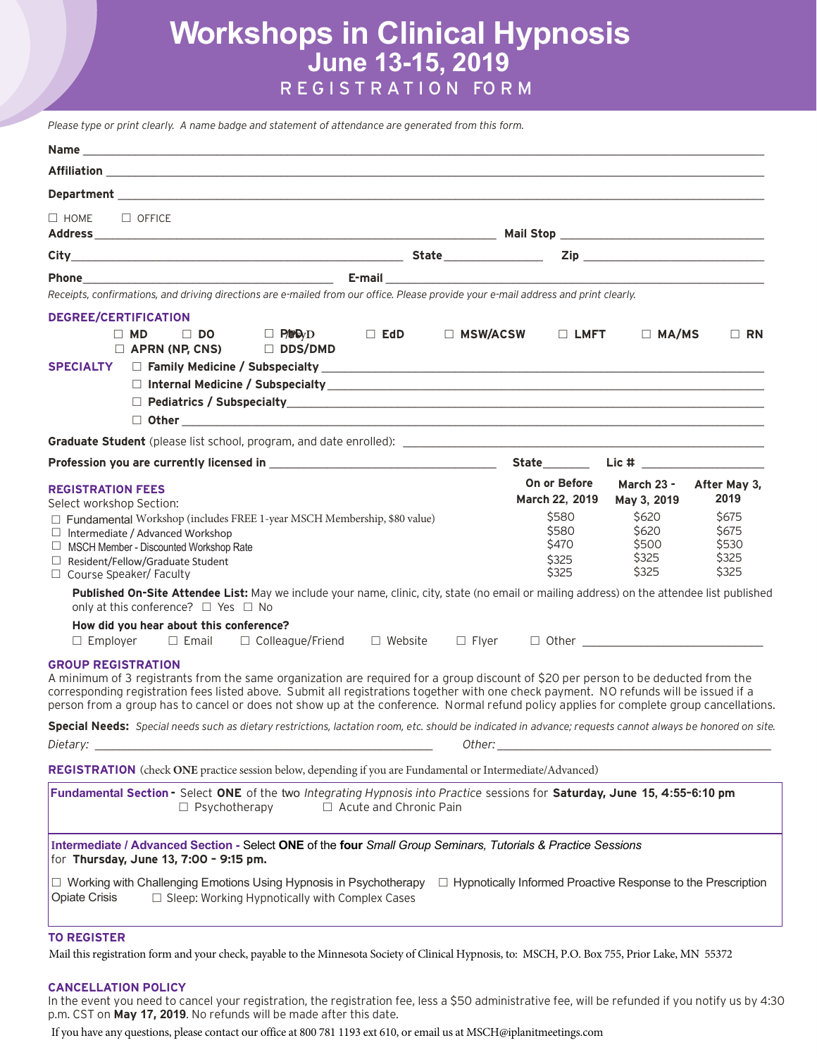# Workshops in Clinical Hypnosis
## June 13-15, 2019
## REGISTRATION FORM

*Please type or print clearly. A name badge and statement of attendance are generated from this form.*

**Name** ___________________________________________

**Affiliation** ___________________________________________

**Department** ___________________________________________

☐ HOME ☐ OFFICE
**Address** ______________________________ **Mail Stop** ______________________

**City** ______________________ **State** ______________ **Zip** ______________

**Phone** ______________________ **E-mail** ______________________________

*Receipts, confirmations, and driving directions are e-mailed from our office. Please provide your e-mail address and print clearly.*

**DEGREE/CERTIFICATION**

☐ **MD** ☐ **DO** ☐ **PhD/PsyD** ☐ **EdD** ☐ **MSW/ACSW** ☐ **LMFT** ☐ **MA/MS** ☐ **RN**
☐ **APRN (NP, CNS)** ☐ **DDS/DMD**

**SPECIALTY**
☐ **Family Medicine / Subspecialty** ______________________
☐ **Internal Medicine / Subspecialty** ______________________
☐ **Pediatrics / Subspecialty** ______________________
☐ **Other** ______________________

**Graduate Student** (please list school, program, and date enrolled): ______________________

**Profession you are currently licensed in** ______________________ **State** ________ **Lic #** ______________

**REGISTRATION FEES**

Select workshop Section:

| | On or Before March 22, 2019 | March 23 - May 3, 2019 | After May 3, 2019 |
|---|---|---|---|
| ☐ Fundamental Workshop (includes FREE 1-year MSCH Membership, $80 value) | $580 | $620 | $675 |
| ☐ Intermediate / Advanced Workshop | $580 | $620 | $675 |
| ☐ MSCH Member - Discounted Workshop Rate | $470 | $500 | $530 |
| ☐ Resident/Fellow/Graduate Student | $325 | $325 | $325 |
| ☐ Course Speaker/ Faculty | $325 | $325 | $325 |

**Published On-Site Attendee List:** May we include your name, clinic, city, state (no email or mailing address) on the attendee list published only at this conference? ☐ Yes ☐ No

**How did you hear about this conference?**
☐ Employer ☐ Email ☐ Colleague/Friend ☐ Website ☐ Flyer ☐ Other ______________________

**GROUP REGISTRATION**

A minimum of 3 registrants from the same organization are required for a group discount of $20 per person to be deducted from the corresponding registration fees listed above. Submit all registrations together with one check payment. NO refunds will be issued if a person from a group has to cancel or does not show up at the conference. Normal refund policy applies for complete group cancellations.

**Special Needs:** *Special needs such as dietary restrictions, lactation room, etc. should be indicated in advance; requests cannot always be honored on site.*

*Dietary:* ______________________ *Other:* ______________________

**REGISTRATION** (check **ONE** practice session below, depending if you are Fundamental or Intermediate/Advanced)

**Fundamental Section -** Select **ONE** of the two *Integrating Hypnosis into Practice* sessions for **Saturday, June 15, 4:55-6:10 pm**
☐ Psychotherapy ☐ Acute and Chronic Pain

**Intermediate / Advanced Section -** Select **ONE** of the **four** *Small Group Seminars, Tutorials & Practice Sessions* for **Thursday, June 13, 7:00 – 9:15 pm.**

☐ Working with Challenging Emotions Using Hypnosis in Psychotherapy ☐ Hypnotically Informed Proactive Response to the Prescription Opiate Crisis ☐ Sleep: Working Hypnotically with Complex Cases

**TO REGISTER**

Mail this registration form and your check, payable to the Minnesota Society of Clinical Hypnosis, to: MSCH, P.O. Box 755, Prior Lake, MN 55372

**CANCELLATION POLICY**

In the event you need to cancel your registration, the registration fee, less a $50 administrative fee, will be refunded if you notify us by 4:30 p.m. CST on **May 17, 2019**. No refunds will be made after this date.

If you have any questions, please contact our office at 800 781 1193 ext 610, or email us at MSCH@iplanitmeetings.com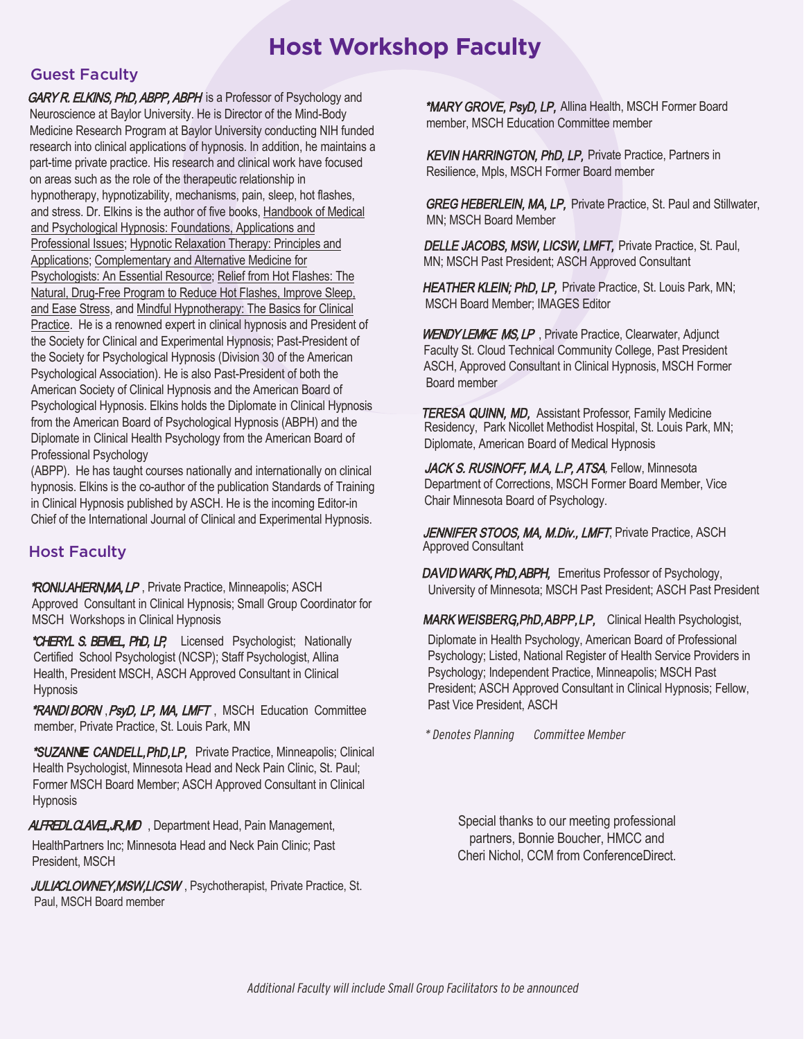# Host Workshop Faculty

## Guest Faculty

*GARY R. ELKINS, PhD, ABPP, ABPH* is a Professor of Psychology and Neuroscience at Baylor University. He is Director of the Mind-Body Medicine Research Program at Baylor University conducting NIH funded research into clinical applications of hypnosis. In addition, he maintains a part-time private practice. His research and clinical work have focused on areas such as the role of the therapeutic relationship in hypnotherapy, hypnotizability, mechanisms, pain, sleep, hot flashes, and stress. Dr. Elkins is the author of five books, Handbook of Medical and Psychological Hypnosis: Foundations, Applications and Professional Issues; Hypnotic Relaxation Therapy: Principles and Applications; Complementary and Alternative Medicine for Psychologists: An Essential Resource; Relief from Hot Flashes: The Natural, Drug-Free Program to Reduce Hot Flashes, Improve Sleep, and Ease Stress, and Mindful Hypnotherapy: The Basics for Clinical Practice. He is a renowned expert in clinical hypnosis and President of the Society for Clinical and Experimental Hypnosis; Past-President of the Society for Psychological Hypnosis (Division 30 of the American Psychological Association). He is also Past-President of both the American Society of Clinical Hypnosis and the American Board of Psychological Hypnosis. Elkins holds the Diplomate in Clinical Hypnosis from the American Board of Psychological Hypnosis (ABPH) and the Diplomate in Clinical Health Psychology from the American Board of Professional Psychology (ABPP). He has taught courses nationally and internationally on clinical hypnosis. Elkins is the co-author of the publication Standards of Training in Clinical Hypnosis published by ASCH. He is the incoming Editor-in Chief of the International Journal of Clinical and Experimental Hypnosis.

## Host Faculty

*\*RONI J. AHERN, MA, LP*, Private Practice, Minneapolis; ASCH Approved Consultant in Clinical Hypnosis; Small Group Coordinator for MSCH Workshops in Clinical Hypnosis

*\*CHERYL S. BEMEL, PhD, LP,* Licensed Psychologist; Nationally Certified School Psychologist (NCSP); Staff Psychologist, Allina Health, President MSCH, ASCH Approved Consultant in Clinical Hypnosis

*\*RANDI BORN, PsyD, LP, MA, LMFT*, MSCH Education Committee member, Private Practice, St. Louis Park, MN

*\*SUZANNE CANDELL, PhD, LP,* Private Practice, Minneapolis; Clinical Health Psychologist, Minnesota Head and Neck Pain Clinic, St. Paul; Former MSCH Board Member; ASCH Approved Consultant in Clinical Hypnosis

*ALFRED L CLAVEL, JR, MD*, Department Head, Pain Management, HealthPartners Inc; Minnesota Head and Neck Pain Clinic; Past President, MSCH

*JULIA CLOWNEY, MSW, LICSW*, Psychotherapist, Private Practice, St. Paul, MSCH Board member

*\*MARY GROVE, PsyD, LP,* Allina Health, MSCH Former Board member, MSCH Education Committee member

*KEVIN HARRINGTON, PhD, LP,* Private Practice, Partners in Resilience, Mpls, MSCH Former Board member

*GREG HEBERLEIN, MA, LP,* Private Practice, St. Paul and Stillwater, MN; MSCH Board Member

*DELLE JACOBS, MSW, LICSW, LMFT,* Private Practice, St. Paul, MN; MSCH Past President; ASCH Approved Consultant

*HEATHER KLEIN; PhD, LP,* Private Practice, St. Louis Park, MN; MSCH Board Member; IMAGES Editor

*WENDY LEMKE MS, LP*, Private Practice, Clearwater, Adjunct Faculty St. Cloud Technical Community College, Past President ASCH, Approved Consultant in Clinical Hypnosis, MSCH Former Board member

*TERESA QUINN, MD,* Assistant Professor, Family Medicine Residency, Park Nicollet Methodist Hospital, St. Louis Park, MN; Diplomate, American Board of Medical Hypnosis

*JACK S. RUSINOFF, M.A, L.P, ATSA,* Fellow, Minnesota Department of Corrections, MSCH Former Board Member, Vice Chair Minnesota Board of Psychology.

*JENNIFER STOOS, MA, M.Div., LMFT,* Private Practice, ASCH Approved Consultant

*DAVID WARK, PhD, ABPH,* Emeritus Professor of Psychology, University of Minnesota; MSCH Past President; ASCH Past President

*MARK WEISBERG, PhD, ABPP, LP,* Clinical Health Psychologist, Diplomate in Health Psychology, American Board of Professional Psychology; Listed, National Register of Health Service Providers in Psychology; Independent Practice, Minneapolis; MSCH Past President; ASCH Approved Consultant in Clinical Hypnosis; Fellow, Past Vice President, ASCH

*\* Denotes Planning Committee Member*

Special thanks to our meeting professional partners, Bonnie Boucher, HMCC and Cheri Nichol, CCM from ConferenceDirect.

*Additional Faculty will include Small Group Facilitators to be announced*